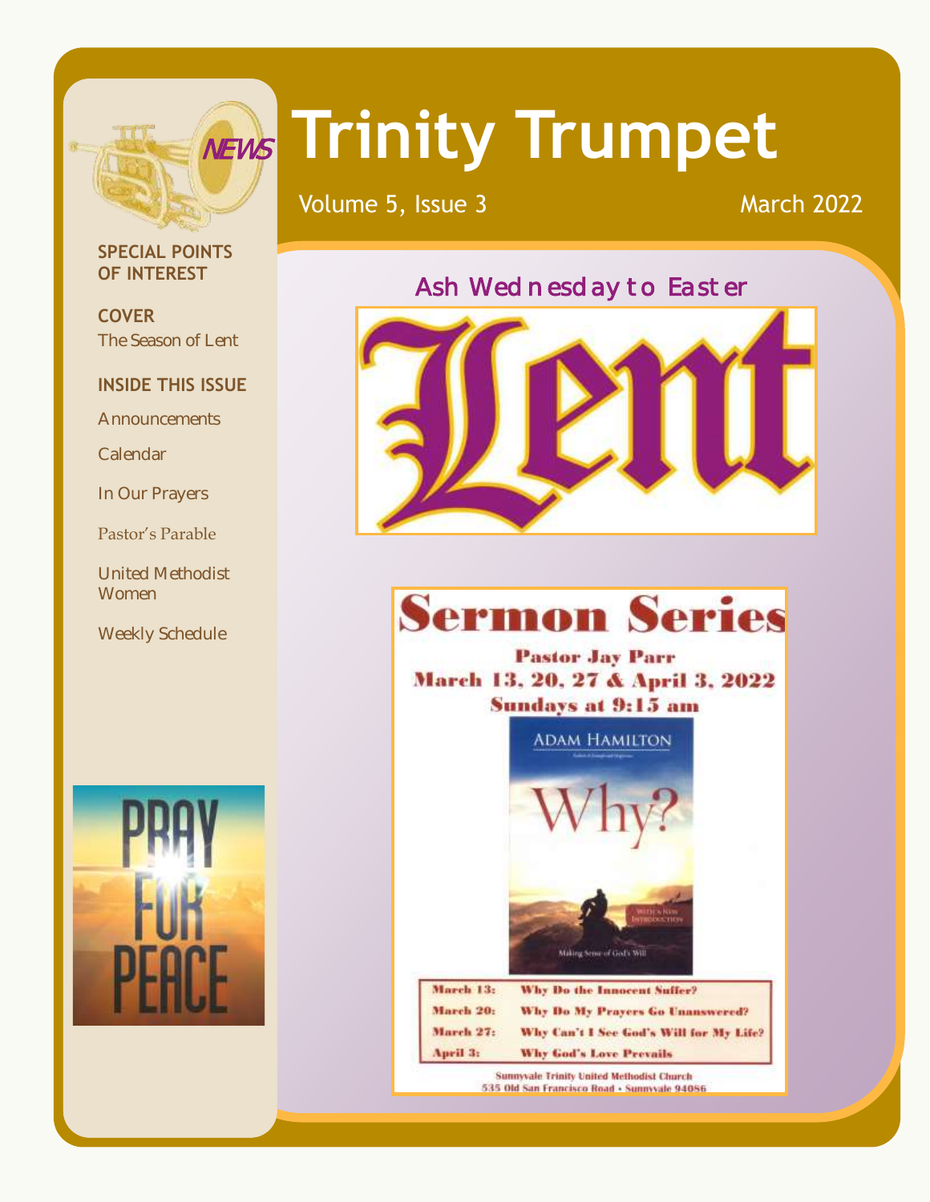# Trinity Trumpet

Volume 5, Issue 3 — March 2022

**SPECIAL POINTS OF INTEREST**

**COVER**
The Season of Lent

**INSIDE THIS ISSUE**

- Announcements
- Calendar
- In Our Prayers
- Pastor's Parable
- United Methodist Women
- Weekly Schedule

PRAY FOR PEACE

## Ash Wednesday to Easter

# Lent

## Sermon Series

**Pastor Jay Parr**
**March 13, 20, 27 & April 3, 2022**
**Sundays at 9:15 am**

ADAM HAMILTON
Why?
Making Sense of God's Will

| | |
|---|---|
| **March 13:** | **Why Do the Innocent Suffer?** |
| **March 20:** | **Why Do My Prayers Go Unanswered?** |
| **March 27:** | **Why Can't I See God's Will for My Life?** |
| **April 3:** | **Why God's Love Prevails** |

Sunnyvale Trinity United Methodist Church
535 Old San Francisco Road • Sunnyvale 94086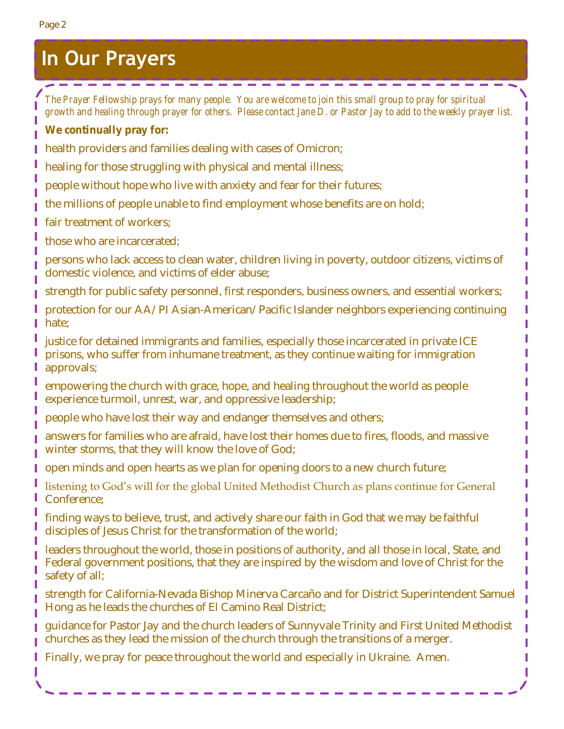# In Our Prayers

*The Prayer Fellowship prays for many people. You are welcome to join this small group to pray for spiritual growth and healing through prayer for others. Please contact Jane D. or Pastor Jay to add to the weekly prayer list.*

**We continually pray for:**

health providers and families dealing with cases of Omicron;

healing for those struggling with physical and mental illness;

people without hope who live with anxiety and fear for their futures;

the millions of people unable to find employment whose benefits are on hold;

fair treatment of workers;

those who are incarcerated;

persons who lack access to clean water, children living in poverty, outdoor citizens, victims of domestic violence, and victims of elder abuse;

strength for public safety personnel, first responders, business owners, and essential workers;

protection for our AA/PI Asian-American/Pacific Islander neighbors experiencing continuing hate;

justice for detained immigrants and families, especially those incarcerated in private ICE prisons, who suffer from inhumane treatment, as they continue waiting for immigration approvals;

empowering the church with grace, hope, and healing throughout the world as people experience turmoil, unrest, war, and oppressive leadership;

people who have lost their way and endanger themselves and others;

answers for families who are afraid, have lost their homes due to fires, floods, and massive winter storms, that they will know the love of God;

open minds and open hearts as we plan for opening doors to a new church future;

listening to God's will for the global United Methodist Church as plans continue for General Conference;

finding ways to believe, trust, and actively share our faith in God that we may be faithful disciples of Jesus Christ for the transformation of the world;

leaders throughout the world, those in positions of authority, and all those in local, State, and Federal government positions, that they are inspired by the wisdom and love of Christ for the safety of all;

strength for California-Nevada Bishop Minerva Carcaño and for District Superintendent Samuel Hong as he leads the churches of El Camino Real District;

guidance for Pastor Jay and the church leaders of Sunnyvale Trinity and First United Methodist churches as they lead the mission of the church through the transitions of a merger.

Finally, we pray for peace throughout the world and especially in Ukraine. Amen.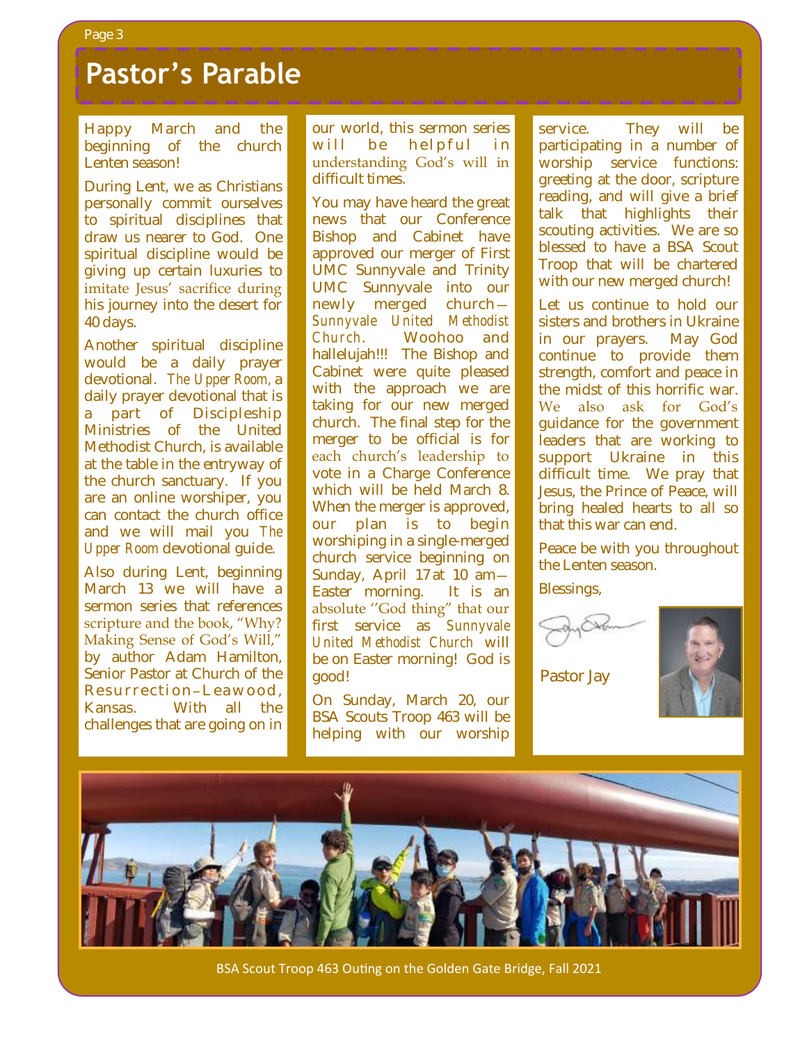# Pastor's Parable

Happy March and the beginning of the church Lenten season!

During Lent, we as Christians personally commit ourselves to spiritual disciplines that draw us nearer to God. One spiritual discipline would be giving up certain luxuries to imitate Jesus' sacrifice during his journey into the desert for 40 days.

Another spiritual discipline would be a daily prayer devotional. *The Upper Room,* a daily prayer devotional that is a part of Discipleship Ministries of the United Methodist Church, is available at the table in the entryway of the church sanctuary. If you are an online worshiper, you can contact the church office and we will mail you *The Upper Room* devotional guide.

Also during Lent, beginning March 13 we will have a sermon series that references scripture and the book, "Why? Making Sense of God's Will," by author Adam Hamilton, Senior Pastor at Church of the Resurrection–Leawood, Kansas. With all the challenges that are going on in our world, this sermon series will be helpful in understanding God's will in difficult times.

You may have heard the great news that our Conference Bishop and Cabinet have approved our merger of First UMC Sunnyvale and Trinity UMC Sunnyvale into our newly merged church—*Sunnyvale United Methodist Church.* Woohoo and hallelujah!!! The Bishop and Cabinet were quite pleased with the approach we are taking for our new merged church. The final step for the merger to be official is for each church's leadership to vote in a Charge Conference which will be held March 8. When the merger is approved, our plan is to begin worshiping in a single-merged church service beginning on Sunday, April 17 at 10 am—Easter morning. It is an absolute "God thing" that our first service as *Sunnyvale United Methodist Church* will be on Easter morning! God is good!

On Sunday, March 20, our BSA Scouts Troop 463 will be helping with our worship service. They will be participating in a number of worship service functions: greeting at the door, scripture reading, and will give a brief talk that highlights their scouting activities. We are so blessed to have a BSA Scout Troop that will be chartered with our new merged church!

Let us continue to hold our sisters and brothers in Ukraine in our prayers. May God continue to provide them strength, comfort and peace in the midst of this horrific war. We also ask for God's guidance for the government leaders that are working to support Ukraine in this difficult time. We pray that Jesus, the Prince of Peace, will bring healed hearts to all so that this war can end.

Peace be with you throughout the Lenten season.

Blessings,

Pastor Jay

BSA Scout Troop 463 Outing on the Golden Gate Bridge, Fall 2021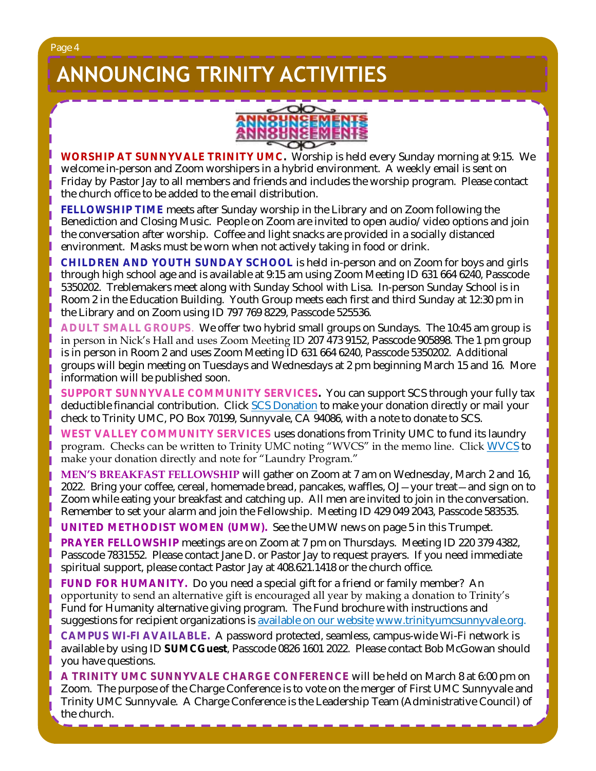# ANNOUNCING TRINITY ACTIVITIES

**WORSHIP AT SUNNYVALE TRINITY UMC.** Worship is held every Sunday morning at 9:15. We welcome in-person and Zoom worshipers in a hybrid environment. A weekly email is sent on Friday by Pastor Jay to all members and friends and includes the worship program. Please contact the church office to be added to the email distribution.

**FELLOWSHIP TIME** meets after Sunday worship in the Library and on Zoom following the Benediction and Closing Music. People on Zoom are invited to open audio/video options and join the conversation after worship. Coffee and light snacks are provided in a socially distanced environment. Masks must be worn when not actively taking in food or drink.

**CHILDREN AND YOUTH SUNDAY SCHOOL** is held in-person and on Zoom for boys and girls through high school age and is available at 9:15 am using Zoom Meeting ID 631 664 6240, Passcode 5350202. Treblemakers meet along with Sunday School with Lisa. In-person Sunday School is in Room 2 in the Education Building. Youth Group meets each first and third Sunday at 12:30 pm in the Library and on Zoom using ID 797 769 8229, Passcode 525536.

**ADULT SMALL GROUPS**. We offer two hybrid small groups on Sundays. The 10:45 am group is in person in Nick's Hall and uses Zoom Meeting ID 207 473 9152, Passcode 905898. The 1 pm group is in person in Room 2 and uses Zoom Meeting ID 631 664 6240, Passcode 5350202. Additional groups will begin meeting on Tuesdays and Wednesdays at 2 pm beginning March 15 and 16. More information will be published soon.

**SUPPORT SUNNYVALE COMMUNITY SERVICES.** You can support SCS through your fully tax deductible financial contribution. Click SCS Donation to make your donation directly or mail your check to Trinity UMC, PO Box 70199, Sunnyvale, CA 94086, with a note to donate to SCS.

**WEST VALLEY COMMUNITY SERVICES** uses donations from Trinity UMC to fund its laundry program. Checks can be written to Trinity UMC noting "WVCS" in the memo line. Click WVCS to make your donation directly and note for "Laundry Program."

**MEN'S BREAKFAST FELLOWSHIP** will gather on Zoom at 7 am on Wednesday, March 2 and 16, 2022. Bring your coffee, cereal, homemade bread, pancakes, waffles, OJ—your treat—and sign on to Zoom while eating your breakfast and catching up. All men are invited to join in the conversation. Remember to set your alarm and join the Fellowship. Meeting ID 429 049 2043, Passcode 583535.

**UNITED METHODIST WOMEN (UMW).** See the UMW news on page 5 in this Trumpet.

**PRAYER FELLOWSHIP** meetings are on Zoom at 7 pm on Thursdays. Meeting ID 220 379 4382, Passcode 7831552. Please contact Jane D. or Pastor Jay to request prayers. If you need immediate spiritual support, please contact Pastor Jay at 408.621.1418 or the church office.

**FUND FOR HUMANITY.** Do you need a special gift for a friend or family member? An opportunity to send an alternative gift is encouraged all year by making a donation to Trinity's Fund for Humanity alternative giving program. The Fund brochure with instructions and suggestions for recipient organizations is available on our website www.trinityumcsunnyvale.org.

**CAMPUS WI-FI AVAILABLE.** A password protected, seamless, campus-wide Wi-Fi network is available by using ID **SUMCGuest**, Passcode 0826 1601 2022. Please contact Bob McGowan should you have questions.

**A TRINITY UMC SUNNYVALE CHARGE CONFERENCE** will be held on March 8 at 6:00 pm on Zoom. The purpose of the Charge Conference is to vote on the merger of First UMC Sunnyvale and Trinity UMC Sunnyvale. A Charge Conference is the Leadership Team (Administrative Council) of the church.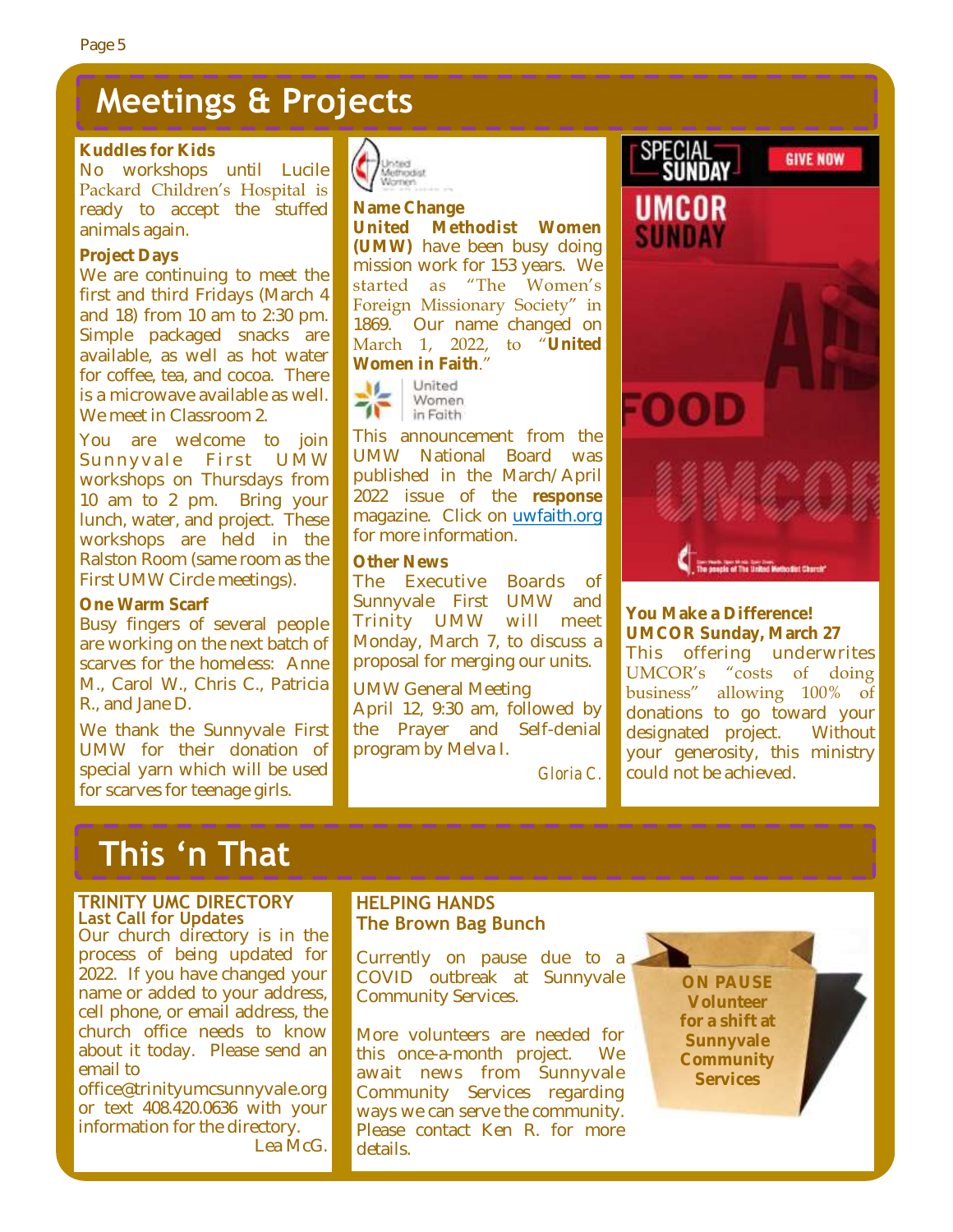# Meetings & Projects

**Kuddles for Kids**

No workshops until Lucile Packard Children's Hospital is ready to accept the stuffed animals again.

**Project Days**

We are continuing to meet the first and third Fridays (March 4 and 18) from 10 am to 2:30 pm. Simple packaged snacks are available, as well as hot water for coffee, tea, and cocoa. There is a microwave available as well. We meet in Classroom 2.

You are welcome to join Sunnyvale First UMW workshops on Thursdays from 10 am to 2 pm. Bring your lunch, water, and project. These workshops are held in the Ralston Room (same room as the First UMW Circle meetings).

**One Warm Scarf**

Busy fingers of several people are working on the next batch of scarves for the homeless: Anne M., Carol W., Chris C., Patricia R., and Jane D.

We thank the Sunnyvale First UMW for their donation of special yarn which will be used for scarves for teenage girls.

**Name Change**

**United Methodist Women (UMW)** have been busy doing mission work for 153 years. We started as "The Women's Foreign Missionary Society" in 1869. Our name changed on March 1, 2022, to "**United Women in Faith**."

This announcement from the UMW National Board was published in the March/April 2022 issue of the **response** magazine. Click on uwfaith.org for more information.

**Other News**

The Executive Boards of Sunnyvale First UMW and Trinity UMW will meet Monday, March 7, to discuss a proposal for merging our units.

UMW General Meeting

April 12, 9:30 am, followed by the Prayer and Self-denial program by Melva I.

*Gloria C.*

**You Make a Difference!**
**UMCOR Sunday, March 27**

This offering underwrites UMCOR's "costs of doing business" allowing 100% of donations to go toward your designated project. Without your generosity, this ministry could not be achieved.

# This 'n That

**TRINITY UMC DIRECTORY**
**Last Call for Updates**

Our church directory is in the process of being updated for 2022. If you have changed your name or added to your address, cell phone, or email address, the church office needs to know about it today. Please send an email to office@trinityumcsunnyvale.org or text 408.420.0636 with your information for the directory.

Lea McG.

**HELPING HANDS**
**The Brown Bag Bunch**

Currently on pause due to a COVID outbreak at Sunnyvale Community Services.

More volunteers are needed for this once-a-month project. We await news from Sunnyvale Community Services regarding ways we can serve the community. Please contact Ken R. for more details.

**ON PAUSE**
**Volunteer for a shift at Sunnyvale Community Services**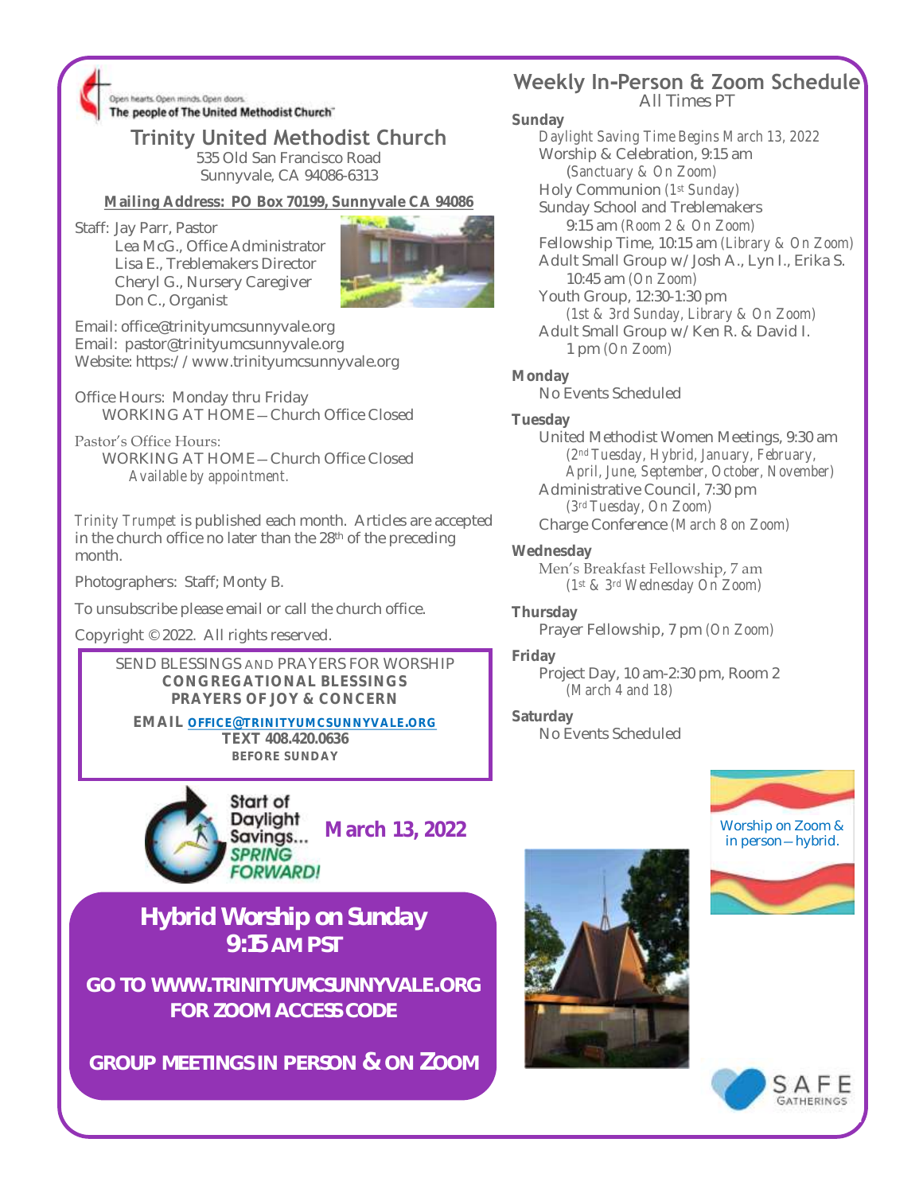Open hearts. Open minds. Open doors.
**The people of The United Methodist Church™**

## Trinity United Methodist Church

535 Old San Francisco Road
Sunnyvale, CA 94086-6313

**Mailing Address: PO Box 70199, Sunnyvale CA 94086**

Staff: Jay Parr, Pastor
Lea McG., Office Administrator
Lisa E., Treblemakers Director
Cheryl G., Nursery Caregiver
Don C., Organist

Email: office@trinityumcsunnyvale.org
Email: pastor@trinityumcsunnyvale.org
Website: https://www.trinityumcsunnyvale.org

Office Hours: Monday thru Friday
WORKING AT HOME—Church Office Closed

Pastor's Office Hours:
WORKING AT HOME—Church Office Closed
*Available by appointment.*

*Trinity Trumpet* is published each month. Articles are accepted in the church office no later than the 28th of the preceding month.

Photographers: Staff; Monty B.

To unsubscribe please email or call the church office.

Copyright © 2022. All rights reserved.

SEND BLESSINGS AND PRAYERS FOR WORSHIP
**CONGREGATIONAL BLESSINGS**
**PRAYERS OF JOY & CONCERN**

**EMAIL OFFICE@TRINITYUMCSUNNYVALE.ORG**
**TEXT 408.420.0636**
**BEFORE SUNDAY**

Start of Daylight Savings... SPRING FORWARD!

**March 13, 2022**

**Hybrid Worship on Sunday**
**9:15 AM PST**

**GO TO WWW.TRINITYUMCSUNNYVALE.ORG FOR ZOOM ACCESS CODE**

**GROUP MEETINGS IN PERSON & ON ZOOM**

## Weekly In-Person & Zoom Schedule

All Times PT

**Sunday**

*Daylight Saving Time Begins March 13, 2022*
Worship & Celebration, 9:15 am
(*Sanctuary & On Zoom*)
Holy Communion (*1st Sunday*)
Sunday School and Treblemakers
9:15 am (*Room 2 & On Zoom*)
Fellowship Time, 10:15 am (*Library & On Zoom*)
Adult Small Group w/ Josh A., Lyn I., Erika S.
10:45 am (*On Zoom*)
Youth Group, 12:30-1:30 pm
(*1st & 3rd Sunday, Library & On Zoom*)
Adult Small Group w/ Ken R. & David I.
1 pm (*On Zoom*)

**Monday**

No Events Scheduled

**Tuesday**

United Methodist Women Meetings, 9:30 am
(*2nd Tuesday, Hybrid, January, February, April, June, September, October, November*)
Administrative Council, 7:30 pm
(*3rd Tuesday, On Zoom*)
Charge Conference (*March 8 on Zoom*)

**Wednesday**

Men's Breakfast Fellowship, 7 am
(*1st & 3rd Wednesday On Zoom*)

**Thursday**

Prayer Fellowship, 7 pm (*On Zoom*)

**Friday**

Project Day, 10 am-2:30 pm, Room 2
(*March 4 and 18*)

**Saturday**

No Events Scheduled

Worship on Zoom & in person—hybrid.

SAFE GATHERINGS